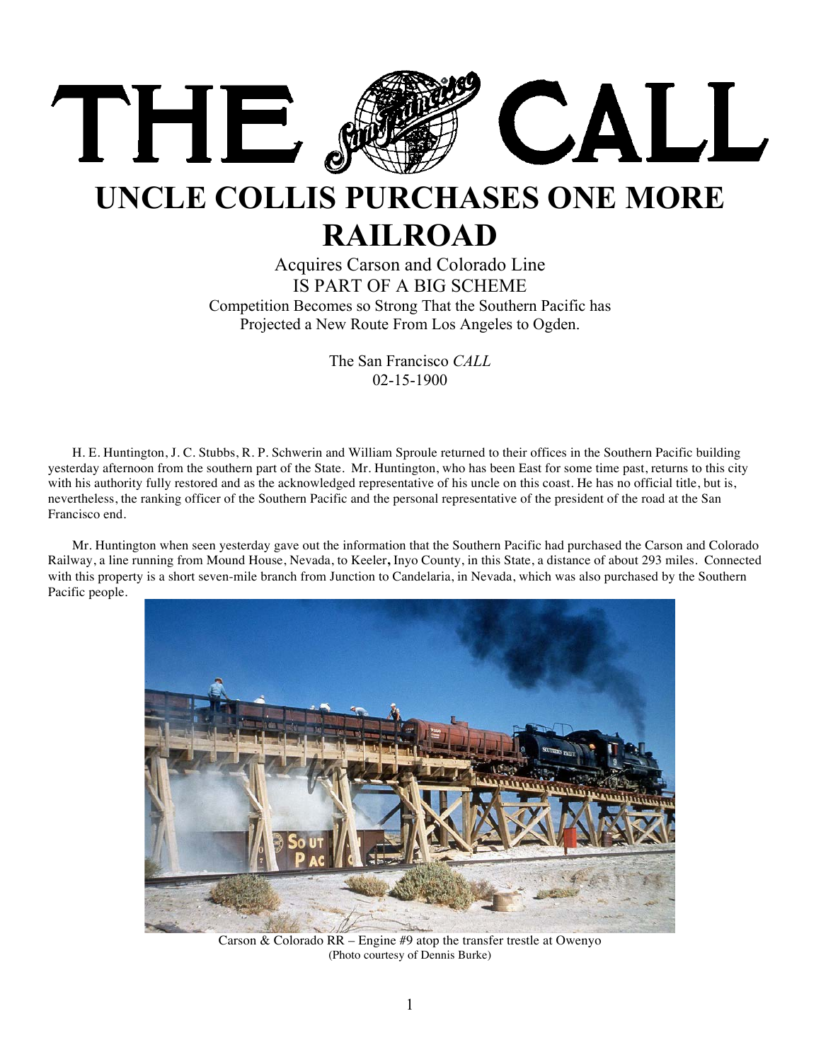# THE CALL

# UNCLE COLLIS PURCHASES ONE MORE RAILROAD

Acquires Carson and Colorado Line
IS PART OF A BIG SCHEME
Competition Becomes so Strong That the Southern Pacific has Projected a New Route From Los Angeles to Ogden.

The San Francisco *CALL*
02-15-1900

H. E. Huntington, J. C. Stubbs, R. P. Schwerin and William Sproule returned to their offices in the Southern Pacific building yesterday afternoon from the southern part of the State. Mr. Huntington, who has been East for some time past, returns to this city with his authority fully restored and as the acknowledged representative of his uncle on this coast. He has no official title, but is, nevertheless, the ranking officer of the Southern Pacific and the personal representative of the president of the road at the San Francisco end.

Mr. Huntington when seen yesterday gave out the information that the Southern Pacific had purchased the Carson and Colorado Railway, a line running from Mound House, Nevada, to Keeler**,** Inyo County, in this State, a distance of about 293 miles. Connected with this property is a short seven-mile branch from Junction to Candelaria, in Nevada, which was also purchased by the Southern Pacific people.

Carson & Colorado RR – Engine #9 atop the transfer trestle at Owenyo
(Photo courtesy of Dennis Burke)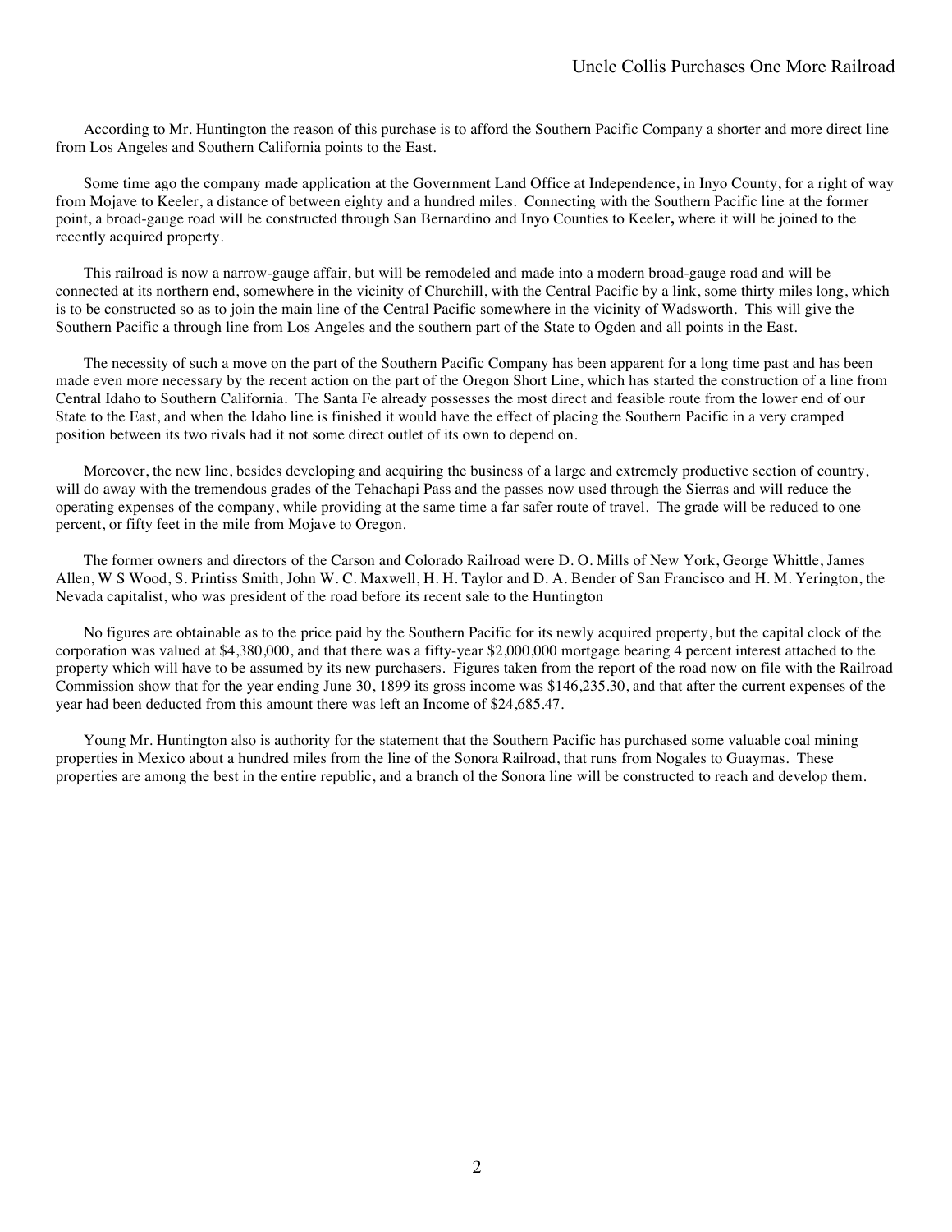According to Mr. Huntington the reason of this purchase is to afford the Southern Pacific Company a shorter and more direct line from Los Angeles and Southern California points to the East.

Some time ago the company made application at the Government Land Office at Independence, in Inyo County, for a right of way from Mojave to Keeler, a distance of between eighty and a hundred miles. Connecting with the Southern Pacific line at the former point, a broad-gauge road will be constructed through San Bernardino and Inyo Counties to Keeler**,** where it will be joined to the recently acquired property.

This railroad is now a narrow-gauge affair, but will be remodeled and made into a modern broad-gauge road and will be connected at its northern end, somewhere in the vicinity of Churchill, with the Central Pacific by a link, some thirty miles long, which is to be constructed so as to join the main line of the Central Pacific somewhere in the vicinity of Wadsworth. This will give the Southern Pacific a through line from Los Angeles and the southern part of the State to Ogden and all points in the East.

The necessity of such a move on the part of the Southern Pacific Company has been apparent for a long time past and has been made even more necessary by the recent action on the part of the Oregon Short Line, which has started the construction of a line from Central Idaho to Southern California. The Santa Fe already possesses the most direct and feasible route from the lower end of our State to the East, and when the Idaho line is finished it would have the effect of placing the Southern Pacific in a very cramped position between its two rivals had it not some direct outlet of its own to depend on.

Moreover, the new line, besides developing and acquiring the business of a large and extremely productive section of country, will do away with the tremendous grades of the Tehachapi Pass and the passes now used through the Sierras and will reduce the operating expenses of the company, while providing at the same time a far safer route of travel. The grade will be reduced to one percent, or fifty feet in the mile from Mojave to Oregon.

The former owners and directors of the Carson and Colorado Railroad were D. O. Mills of New York, George Whittle, James Allen, W S Wood, S. Printiss Smith, John W. C. Maxwell, H. H. Taylor and D. A. Bender of San Francisco and H. M. Yerington, the Nevada capitalist, who was president of the road before its recent sale to the Huntington

No figures are obtainable as to the price paid by the Southern Pacific for its newly acquired property, but the capital clock of the corporation was valued at $4,380,000, and that there was a fifty-year $2,000,000 mortgage bearing 4 percent interest attached to the property which will have to be assumed by its new purchasers. Figures taken from the report of the road now on file with the Railroad Commission show that for the year ending June 30, 1899 its gross income was $146,235.30, and that after the current expenses of the year had been deducted from this amount there was left an Income of $24,685.47.

Young Mr. Huntington also is authority for the statement that the Southern Pacific has purchased some valuable coal mining properties in Mexico about a hundred miles from the line of the Sonora Railroad, that runs from Nogales to Guaymas. These properties are among the best in the entire republic, and a branch ol the Sonora line will be constructed to reach and develop them.